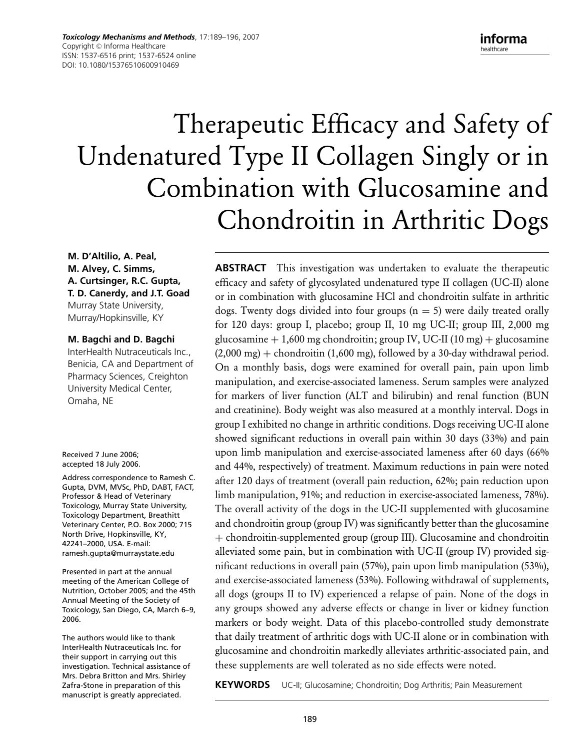# Therapeutic Efficacy and Safety of Undenatured Type II Collagen Singly or in Combination with Glucosamine and Chondroitin in Arthritic Dogs

**M. D'Altilio, A. Peal, M. Alvey, C. Simms, A. Curtsinger, R.C. Gupta, T. D. Canerdy, and J.T. Goad**
Murray State University, Murray/Hopkinsville, KY

**M. Bagchi and D. Bagchi**
InterHealth Nutraceuticals Inc., Benicia, CA and Department of Pharmacy Sciences, Creighton University Medical Center, Omaha, NE

Received 7 June 2006; accepted 18 July 2006.

Address correspondence to Ramesh C. Gupta, DVM, MVSc, PhD, DABT, FACT, Professor & Head of Veterinary Toxicology, Murray State University, Toxicology Department, Breathitt Veterinary Center, P.O. Box 2000; 715 North Drive, Hopkinsville, KY, 42241–2000, USA. E-mail: ramesh.gupta@murraystate.edu

Presented in part at the annual meeting of the American College of Nutrition, October 2005; and the 45th Annual Meeting of the Society of Toxicology, San Diego, CA, March 6–9, 2006.

The authors would like to thank InterHealth Nutraceuticals Inc. for their support in carrying out this investigation. Technical assistance of Mrs. Debra Britton and Mrs. Shirley Zafra-Stone in preparation of this manuscript is greatly appreciated.

**ABSTRACT** This investigation was undertaken to evaluate the therapeutic efficacy and safety of glycosylated undenatured type II collagen (UC-II) alone or in combination with glucosamine HCl and chondroitin sulfate in arthritic dogs. Twenty dogs divided into four groups ($n = 5$) were daily treated orally for 120 days: group I, placebo; group II, 10 mg UC-II; group III, 2,000 mg glucosamine + 1,600 mg chondroitin; group IV, UC-II (10 mg) + glucosamine (2,000 mg) + chondroitin (1,600 mg), followed by a 30-day withdrawal period. On a monthly basis, dogs were examined for overall pain, pain upon limb manipulation, and exercise-associated lameness. Serum samples were analyzed for markers of liver function (ALT and bilirubin) and renal function (BUN and creatinine). Body weight was also measured at a monthly interval. Dogs in group I exhibited no change in arthritic conditions. Dogs receiving UC-II alone showed significant reductions in overall pain within 30 days (33%) and pain upon limb manipulation and exercise-associated lameness after 60 days (66% and 44%, respectively) of treatment. Maximum reductions in pain were noted after 120 days of treatment (overall pain reduction, 62%; pain reduction upon limb manipulation, 91%; and reduction in exercise-associated lameness, 78%). The overall activity of the dogs in the UC-II supplemented with glucosamine and chondroitin group (group IV) was significantly better than the glucosamine + chondroitin-supplemented group (group III). Glucosamine and chondroitin alleviated some pain, but in combination with UC-II (group IV) provided significant reductions in overall pain (57%), pain upon limb manipulation (53%), and exercise-associated lameness (53%). Following withdrawal of supplements, all dogs (groups II to IV) experienced a relapse of pain. None of the dogs in any groups showed any adverse effects or change in liver or kidney function markers or body weight. Data of this placebo-controlled study demonstrate that daily treatment of arthritic dogs with UC-II alone or in combination with glucosamine and chondroitin markedly alleviates arthritic-associated pain, and these supplements are well tolerated as no side effects were noted.

**KEYWORDS** UC-II; Glucosamine; Chondroitin; Dog Arthritis; Pain Measurement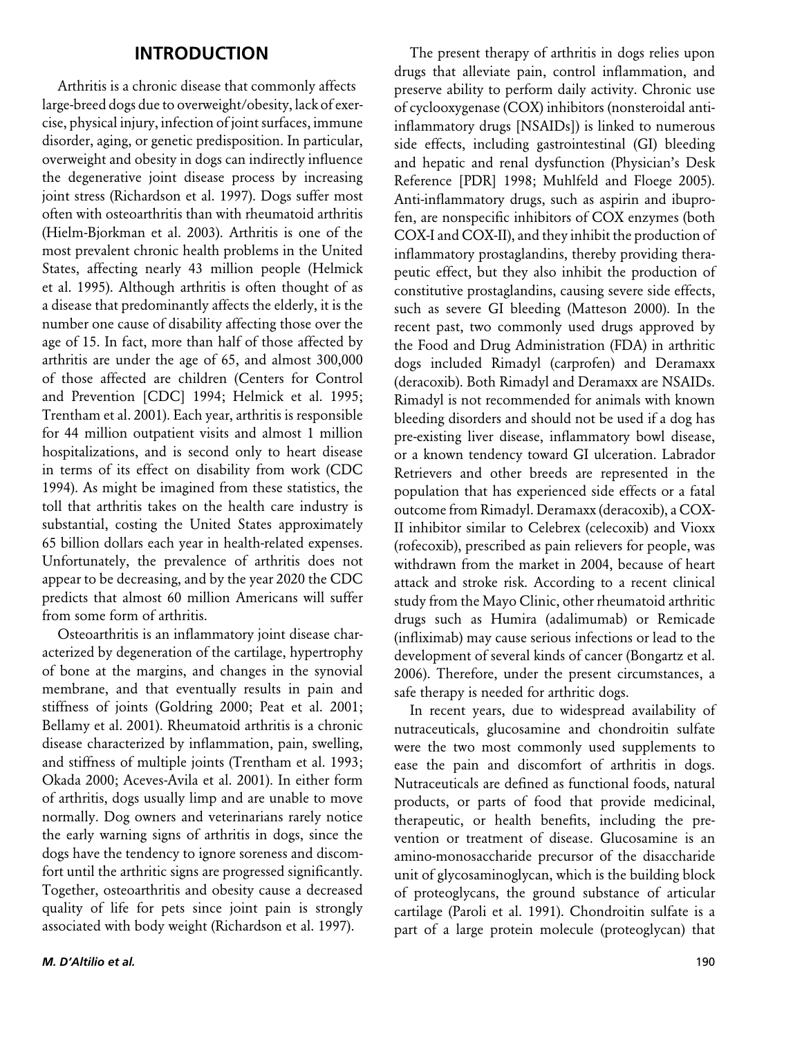## INTRODUCTION

Arthritis is a chronic disease that commonly affects large-breed dogs due to overweight/obesity, lack of exercise, physical injury, infection of joint surfaces, immune disorder, aging, or genetic predisposition. In particular, overweight and obesity in dogs can indirectly influence the degenerative joint disease process by increasing joint stress (Richardson et al. 1997). Dogs suffer most often with osteoarthritis than with rheumatoid arthritis (Hielm-Bjorkman et al. 2003). Arthritis is one of the most prevalent chronic health problems in the United States, affecting nearly 43 million people (Helmick et al. 1995). Although arthritis is often thought of as a disease that predominantly affects the elderly, it is the number one cause of disability affecting those over the age of 15. In fact, more than half of those affected by arthritis are under the age of 65, and almost 300,000 of those affected are children (Centers for Control and Prevention [CDC] 1994; Helmick et al. 1995; Trentham et al. 2001). Each year, arthritis is responsible for 44 million outpatient visits and almost 1 million hospitalizations, and is second only to heart disease in terms of its effect on disability from work (CDC 1994). As might be imagined from these statistics, the toll that arthritis takes on the health care industry is substantial, costing the United States approximately 65 billion dollars each year in health-related expenses. Unfortunately, the prevalence of arthritis does not appear to be decreasing, and by the year 2020 the CDC predicts that almost 60 million Americans will suffer from some form of arthritis.

Osteoarthritis is an inflammatory joint disease characterized by degeneration of the cartilage, hypertrophy of bone at the margins, and changes in the synovial membrane, and that eventually results in pain and stiffness of joints (Goldring 2000; Peat et al. 2001; Bellamy et al. 2001). Rheumatoid arthritis is a chronic disease characterized by inflammation, pain, swelling, and stiffness of multiple joints (Trentham et al. 1993; Okada 2000; Aceves-Avila et al. 2001). In either form of arthritis, dogs usually limp and are unable to move normally. Dog owners and veterinarians rarely notice the early warning signs of arthritis in dogs, since the dogs have the tendency to ignore soreness and discomfort until the arthritic signs are progressed significantly. Together, osteoarthritis and obesity cause a decreased quality of life for pets since joint pain is strongly associated with body weight (Richardson et al. 1997).

The present therapy of arthritis in dogs relies upon drugs that alleviate pain, control inflammation, and preserve ability to perform daily activity. Chronic use of cyclooxygenase (COX) inhibitors (nonsteroidal anti-inflammatory drugs [NSAIDs]) is linked to numerous side effects, including gastrointestinal (GI) bleeding and hepatic and renal dysfunction (Physician's Desk Reference [PDR] 1998; Muhlfeld and Floege 2005). Anti-inflammatory drugs, such as aspirin and ibuprofen, are nonspecific inhibitors of COX enzymes (both COX-I and COX-II), and they inhibit the production of inflammatory prostaglandins, thereby providing therapeutic effect, but they also inhibit the production of constitutive prostaglandins, causing severe side effects, such as severe GI bleeding (Matteson 2000). In the recent past, two commonly used drugs approved by the Food and Drug Administration (FDA) in arthritic dogs included Rimadyl (carprofen) and Deramaxx (deracoxib). Both Rimadyl and Deramaxx are NSAIDs. Rimadyl is not recommended for animals with known bleeding disorders and should not be used if a dog has pre-existing liver disease, inflammatory bowel disease, or a known tendency toward GI ulceration. Labrador Retrievers and other breeds are represented in the population that has experienced side effects or a fatal outcome from Rimadyl. Deramaxx (deracoxib), a COX-II inhibitor similar to Celebrex (celecoxib) and Vioxx (rofecoxib), prescribed as pain relievers for people, was withdrawn from the market in 2004, because of heart attack and stroke risk. According to a recent clinical study from the Mayo Clinic, other rheumatoid arthritic drugs such as Humira (adalimumab) or Remicade (infliximab) may cause serious infections or lead to the development of several kinds of cancer (Bongartz et al. 2006). Therefore, under the present circumstances, a safe therapy is needed for arthritic dogs.

In recent years, due to widespread availability of nutraceuticals, glucosamine and chondroitin sulfate were the two most commonly used supplements to ease the pain and discomfort of arthritis in dogs. Nutraceuticals are defined as functional foods, natural products, or parts of food that provide medicinal, therapeutic, or health benefits, including the prevention or treatment of disease. Glucosamine is an amino-monosaccharide precursor of the disaccharide unit of glycosaminoglycan, which is the building block of proteoglycans, the ground substance of articular cartilage (Paroli et al. 1991). Chondroitin sulfate is a part of a large protein molecule (proteoglycan) that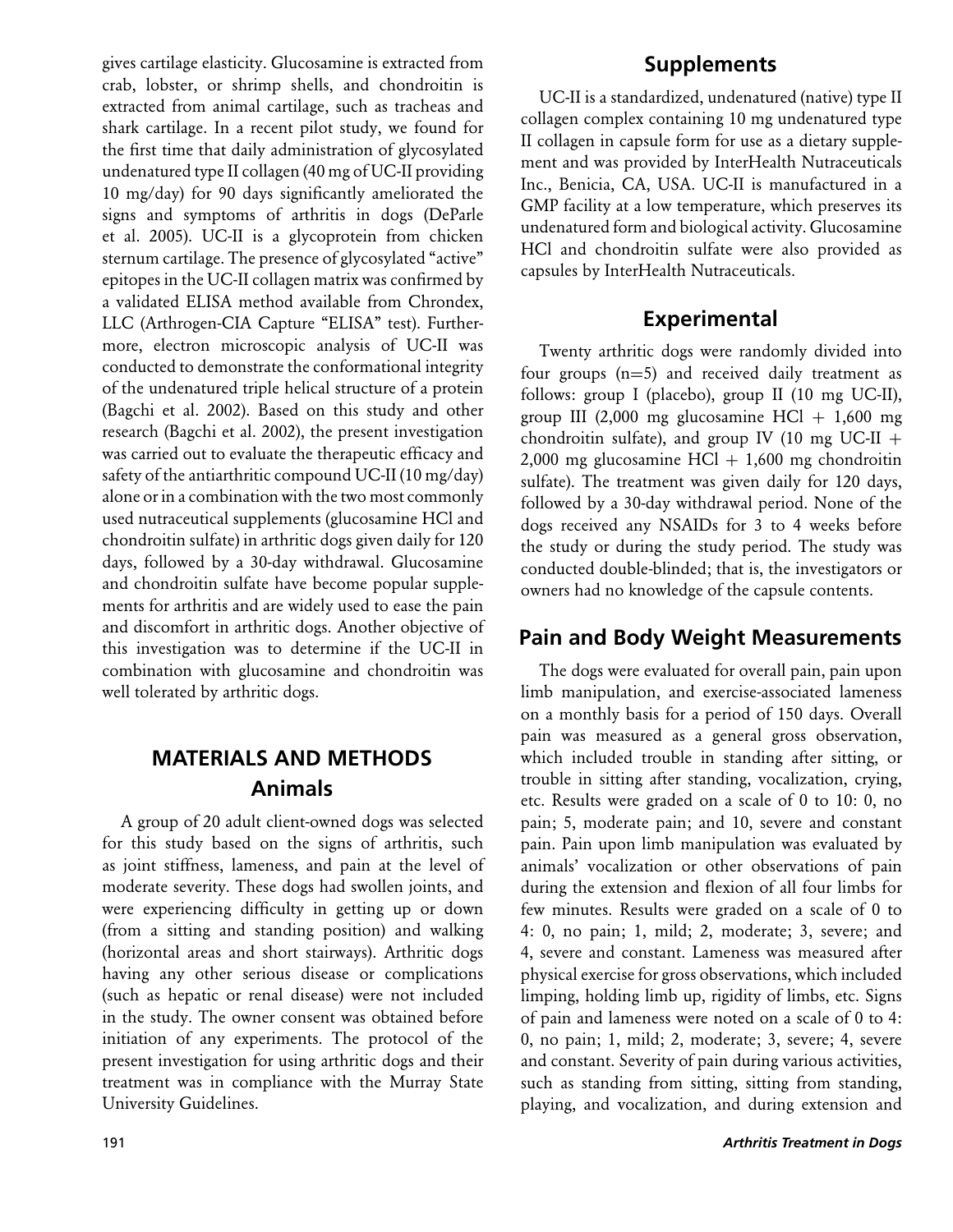gives cartilage elasticity. Glucosamine is extracted from crab, lobster, or shrimp shells, and chondroitin is extracted from animal cartilage, such as tracheas and shark cartilage. In a recent pilot study, we found for the first time that daily administration of glycosylated undenatured type II collagen (40 mg of UC-II providing 10 mg/day) for 90 days significantly ameliorated the signs and symptoms of arthritis in dogs (DeParle et al. 2005). UC-II is a glycoprotein from chicken sternum cartilage. The presence of glycosylated "active" epitopes in the UC-II collagen matrix was confirmed by a validated ELISA method available from Chrondex, LLC (Arthrogen-CIA Capture "ELISA" test). Furthermore, electron microscopic analysis of UC-II was conducted to demonstrate the conformational integrity of the undenatured triple helical structure of a protein (Bagchi et al. 2002). Based on this study and other research (Bagchi et al. 2002), the present investigation was carried out to evaluate the therapeutic efficacy and safety of the antiarthritic compound UC-II (10 mg/day) alone or in a combination with the two most commonly used nutraceutical supplements (glucosamine HCl and chondroitin sulfate) in arthritic dogs given daily for 120 days, followed by a 30-day withdrawal. Glucosamine and chondroitin sulfate have become popular supplements for arthritis and are widely used to ease the pain and discomfort in arthritic dogs. Another objective of this investigation was to determine if the UC-II in combination with glucosamine and chondroitin was well tolerated by arthritic dogs.

## MATERIALS AND METHODS

### Animals

A group of 20 adult client-owned dogs was selected for this study based on the signs of arthritis, such as joint stiffness, lameness, and pain at the level of moderate severity. These dogs had swollen joints, and were experiencing difficulty in getting up or down (from a sitting and standing position) and walking (horizontal areas and short stairways). Arthritic dogs having any other serious disease or complications (such as hepatic or renal disease) were not included in the study. The owner consent was obtained before initiation of any experiments. The protocol of the present investigation for using arthritic dogs and their treatment was in compliance with the Murray State University Guidelines.

### Supplements

UC-II is a standardized, undenatured (native) type II collagen complex containing 10 mg undenatured type II collagen in capsule form for use as a dietary supplement and was provided by InterHealth Nutraceuticals Inc., Benicia, CA, USA. UC-II is manufactured in a GMP facility at a low temperature, which preserves its undenatured form and biological activity. Glucosamine HCl and chondroitin sulfate were also provided as capsules by InterHealth Nutraceuticals.

### Experimental

Twenty arthritic dogs were randomly divided into four groups ($n=5$) and received daily treatment as follows: group I (placebo), group II (10 mg UC-II), group III (2,000 mg glucosamine HCl + 1,600 mg chondroitin sulfate), and group IV (10 mg UC-II + 2,000 mg glucosamine HCl + 1,600 mg chondroitin sulfate). The treatment was given daily for 120 days, followed by a 30-day withdrawal period. None of the dogs received any NSAIDs for 3 to 4 weeks before the study or during the study period. The study was conducted double-blinded; that is, the investigators or owners had no knowledge of the capsule contents.

### Pain and Body Weight Measurements

The dogs were evaluated for overall pain, pain upon limb manipulation, and exercise-associated lameness on a monthly basis for a period of 150 days. Overall pain was measured as a general gross observation, which included trouble in standing after sitting, or trouble in sitting after standing, vocalization, crying, etc. Results were graded on a scale of 0 to 10: 0, no pain; 5, moderate pain; and 10, severe and constant pain. Pain upon limb manipulation was evaluated by animals' vocalization or other observations of pain during the extension and flexion of all four limbs for few minutes. Results were graded on a scale of 0 to 4: 0, no pain; 1, mild; 2, moderate; 3, severe; and 4, severe and constant. Lameness was measured after physical exercise for gross observations, which included limping, holding limb up, rigidity of limbs, etc. Signs of pain and lameness were noted on a scale of 0 to 4: 0, no pain; 1, mild; 2, moderate; 3, severe; 4, severe and constant. Severity of pain during various activities, such as standing from sitting, sitting from standing, playing, and vocalization, and during extension and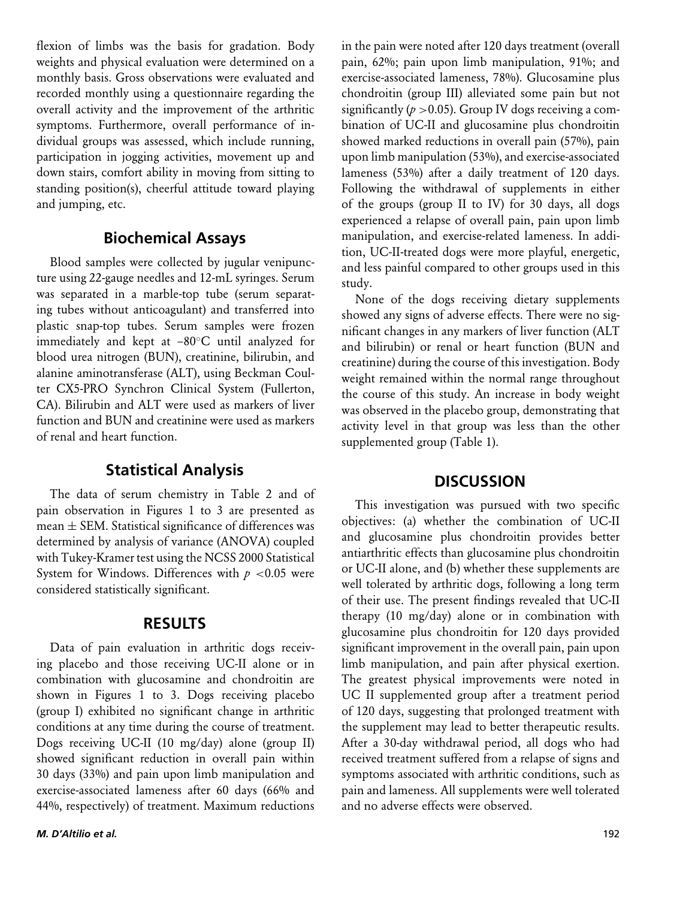flexion of limbs was the basis for gradation. Body weights and physical evaluation were determined on a monthly basis. Gross observations were evaluated and recorded monthly using a questionnaire regarding the overall activity and the improvement of the arthritic symptoms. Furthermore, overall performance of individual groups was assessed, which include running, participation in jogging activities, movement up and down stairs, comfort ability in moving from sitting to standing position(s), cheerful attitude toward playing and jumping, etc.

## Biochemical Assays

Blood samples were collected by jugular venipuncture using 22-gauge needles and 12-mL syringes. Serum was separated in a marble-top tube (serum separating tubes without anticoagulant) and transferred into plastic snap-top tubes. Serum samples were frozen immediately and kept at $-80^{\circ}$C until analyzed for blood urea nitrogen (BUN), creatinine, bilirubin, and alanine aminotransferase (ALT), using Beckman Coulter CX5-PRO Synchron Clinical System (Fullerton, CA). Bilirubin and ALT were used as markers of liver function and BUN and creatinine were used as markers of renal and heart function.

## Statistical Analysis

The data of serum chemistry in Table 2 and of pain observation in Figures 1 to 3 are presented as mean ± SEM. Statistical significance of differences was determined by analysis of variance (ANOVA) coupled with Tukey-Kramer test using the NCSS 2000 Statistical System for Windows. Differences with $p < 0.05$ were considered statistically significant.

## RESULTS

Data of pain evaluation in arthritic dogs receiving placebo and those receiving UC-II alone or in combination with glucosamine and chondroitin are shown in Figures 1 to 3. Dogs receiving placebo (group I) exhibited no significant change in arthritic conditions at any time during the course of treatment. Dogs receiving UC-II (10 mg/day) alone (group II) showed significant reduction in overall pain within 30 days (33%) and pain upon limb manipulation and exercise-associated lameness after 60 days (66% and 44%, respectively) of treatment. Maximum reductions in the pain were noted after 120 days treatment (overall pain, 62%; pain upon limb manipulation, 91%; and exercise-associated lameness, 78%). Glucosamine plus chondroitin (group III) alleviated some pain but not significantly ($p > 0.05$). Group IV dogs receiving a combination of UC-II and glucosamine plus chondroitin showed marked reductions in overall pain (57%), pain upon limb manipulation (53%), and exercise-associated lameness (53%) after a daily treatment of 120 days. Following the withdrawal of supplements in either of the groups (group II to IV) for 30 days, all dogs experienced a relapse of overall pain, pain upon limb manipulation, and exercise-related lameness. In addition, UC-II-treated dogs were more playful, energetic, and less painful compared to other groups used in this study.

None of the dogs receiving dietary supplements showed any signs of adverse effects. There were no significant changes in any markers of liver function (ALT and bilirubin) or renal or heart function (BUN and creatinine) during the course of this investigation. Body weight remained within the normal range throughout the course of this study. An increase in body weight was observed in the placebo group, demonstrating that activity level in that group was less than the other supplemented group (Table 1).

## DISCUSSION

This investigation was pursued with two specific objectives: (a) whether the combination of UC-II and glucosamine plus chondroitin provides better antiarthritic effects than glucosamine plus chondroitin or UC-II alone, and (b) whether these supplements are well tolerated by arthritic dogs, following a long term of their use. The present findings revealed that UC-II therapy (10 mg/day) alone or in combination with glucosamine plus chondroitin for 120 days provided significant improvement in the overall pain, pain upon limb manipulation, and pain after physical exertion. The greatest physical improvements were noted in UC II supplemented group after a treatment period of 120 days, suggesting that prolonged treatment with the supplement may lead to better therapeutic results. After a 30-day withdrawal period, all dogs who had received treatment suffered from a relapse of signs and symptoms associated with arthritic conditions, such as pain and lameness. All supplements were well tolerated and no adverse effects were observed.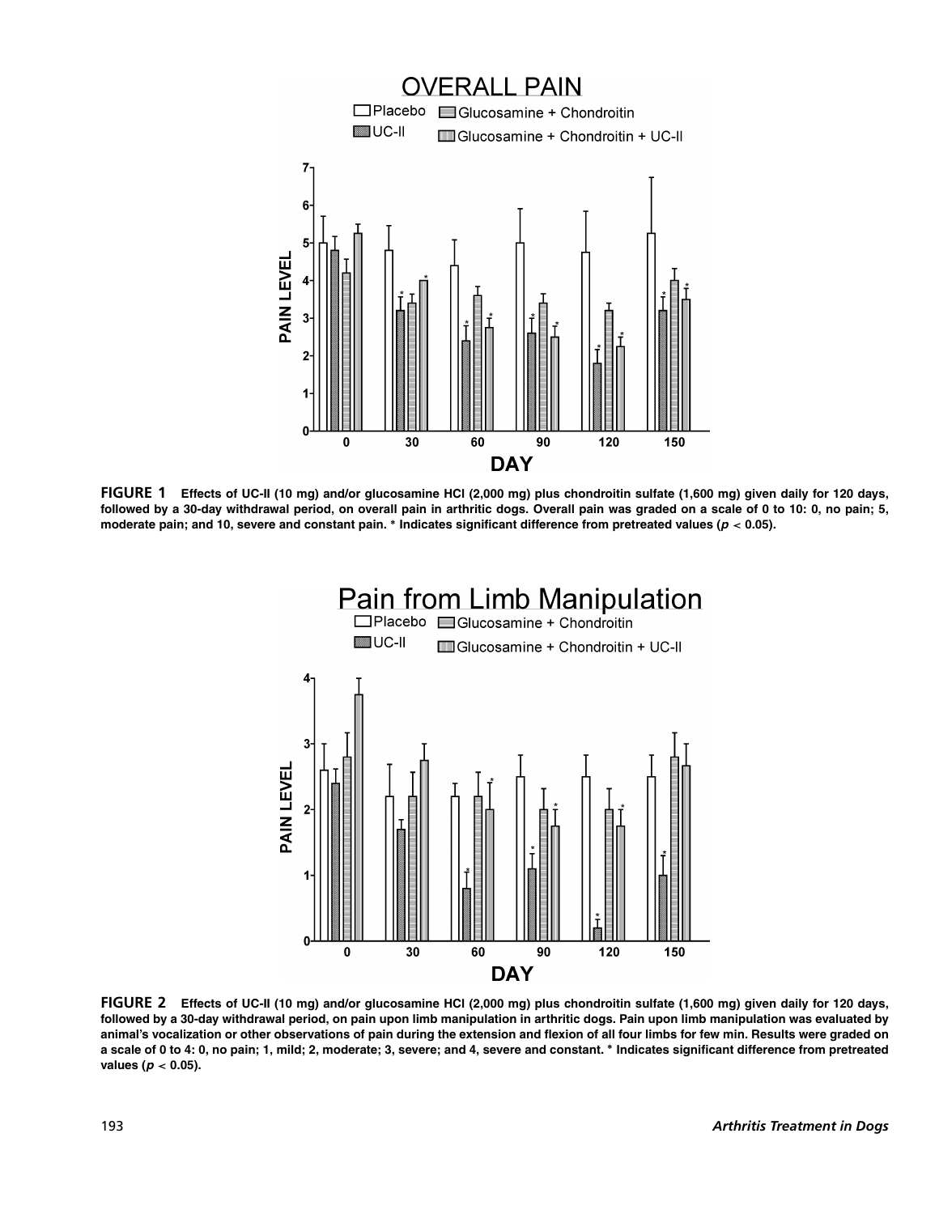**FIGURE 1** **Effects of UC-II (10 mg) and/or glucosamine HCl (2,000 mg) plus chondroitin sulfate (1,600 mg) given daily for 120 days, followed by a 30-day withdrawal period, on overall pain in arthritic dogs. Overall pain was graded on a scale of 0 to 10: 0, no pain; 5, moderate pain; and 10, severe and constant pain. * Indicates significant difference from pretreated values ($p < 0.05$).**

**FIGURE 2** **Effects of UC-II (10 mg) and/or glucosamine HCl (2,000 mg) plus chondroitin sulfate (1,600 mg) given daily for 120 days, followed by a 30-day withdrawal period, on pain upon limb manipulation in arthritic dogs. Pain upon limb manipulation was evaluated by animal's vocalization or other observations of pain during the extension and flexion of all four limbs for few min. Results were graded on a scale of 0 to 4: 0, no pain; 1, mild; 2, moderate; 3, severe; and 4, severe and constant. * Indicates significant difference from pretreated values ($p < 0.05$).**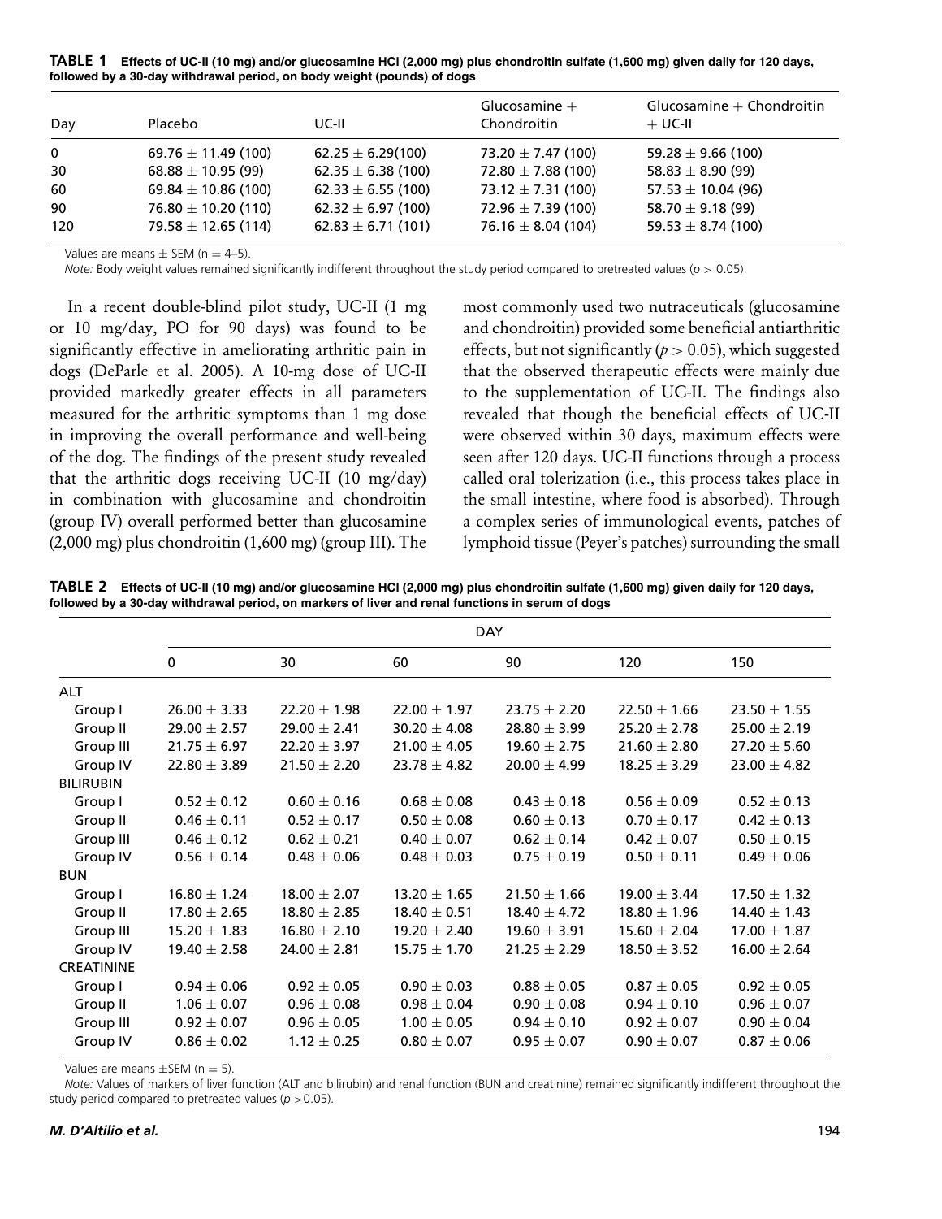**TABLE 1 Effects of UC-II (10 mg) and/or glucosamine HCl (2,000 mg) plus chondroitin sulfate (1,600 mg) given daily for 120 days, followed by a 30-day withdrawal period, on body weight (pounds) of dogs**

| Day | Placebo | UC-II | Glucosamine + Chondroitin | Glucosamine + Chondroitin + UC-II |
|---|---|---|---|---|
| 0 | 69.76 ± 11.49 (100) | 62.25 ± 6.29(100) | 73.20 ± 7.47 (100) | 59.28 ± 9.66 (100) |
| 30 | 68.88 ± 10.95 (99) | 62.35 ± 6.38 (100) | 72.80 ± 7.88 (100) | 58.83 ± 8.90 (99) |
| 60 | 69.84 ± 10.86 (100) | 62.33 ± 6.55 (100) | 73.12 ± 7.31 (100) | 57.53 ± 10.04 (96) |
| 90 | 76.80 ± 10.20 (110) | 62.32 ± 6.97 (100) | 72.96 ± 7.39 (100) | 58.70 ± 9.18 (99) |
| 120 | 79.58 ± 12.65 (114) | 62.83 ± 6.71 (101) | 76.16 ± 8.04 (104) | 59.53 ± 8.74 (100) |

Values are means ± SEM (n = 4–5).

*Note:* Body weight values remained significantly indifferent throughout the study period compared to pretreated values ($p > 0.05$).

In a recent double-blind pilot study, UC-II (1 mg or 10 mg/day, PO for 90 days) was found to be significantly effective in ameliorating arthritic pain in dogs (DeParle et al. 2005). A 10-mg dose of UC-II provided markedly greater effects in all parameters measured for the arthritic symptoms than 1 mg dose in improving the overall performance and well-being of the dog. The findings of the present study revealed that the arthritic dogs receiving UC-II (10 mg/day) in combination with glucosamine and chondroitin (group IV) overall performed better than glucosamine (2,000 mg) plus chondroitin (1,600 mg) (group III). The most commonly used two nutraceuticals (glucosamine and chondroitin) provided some beneficial antiarthritic effects, but not significantly ($p > 0.05$), which suggested that the observed therapeutic effects were mainly due to the supplementation of UC-II. The findings also revealed that though the beneficial effects of UC-II were observed within 30 days, maximum effects were seen after 120 days. UC-II functions through a process called oral tolerization (i.e., this process takes place in the small intestine, where food is absorbed). Through a complex series of immunological events, patches of lymphoid tissue (Peyer's patches) surrounding the small

**TABLE 2 Effects of UC-II (10 mg) and/or glucosamine HCl (2,000 mg) plus chondroitin sulfate (1,600 mg) given daily for 120 days, followed by a 30-day withdrawal period, on markers of liver and renal functions in serum of dogs**

| | DAY | | | | | |
|---|---|---|---|---|---|---|
| | 0 | 30 | 60 | 90 | 120 | 150 |
| ALT | | | | | | |
| Group I | 26.00 ± 3.33 | 22.20 ± 1.98 | 22.00 ± 1.97 | 23.75 ± 2.20 | 22.50 ± 1.66 | 23.50 ± 1.55 |
| Group II | 29.00 ± 2.57 | 29.00 ± 2.41 | 30.20 ± 4.08 | 28.80 ± 3.99 | 25.20 ± 2.78 | 25.00 ± 2.19 |
| Group III | 21.75 ± 6.97 | 22.20 ± 3.97 | 21.00 ± 4.05 | 19.60 ± 2.75 | 21.60 ± 2.80 | 27.20 ± 5.60 |
| Group IV | 22.80 ± 3.89 | 21.50 ± 2.20 | 23.78 ± 4.82 | 20.00 ± 4.99 | 18.25 ± 3.29 | 23.00 ± 4.82 |
| BILIRUBIN | | | | | | |
| Group I | 0.52 ± 0.12 | 0.60 ± 0.16 | 0.68 ± 0.08 | 0.43 ± 0.18 | 0.56 ± 0.09 | 0.52 ± 0.13 |
| Group II | 0.46 ± 0.11 | 0.52 ± 0.17 | 0.50 ± 0.08 | 0.60 ± 0.13 | 0.70 ± 0.17 | 0.42 ± 0.13 |
| Group III | 0.46 ± 0.12 | 0.62 ± 0.21 | 0.40 ± 0.07 | 0.62 ± 0.14 | 0.42 ± 0.07 | 0.50 ± 0.15 |
| Group IV | 0.56 ± 0.14 | 0.48 ± 0.06 | 0.48 ± 0.03 | 0.75 ± 0.19 | 0.50 ± 0.11 | 0.49 ± 0.06 |
| BUN | | | | | | |
| Group I | 16.80 ± 1.24 | 18.00 ± 2.07 | 13.20 ± 1.65 | 21.50 ± 1.66 | 19.00 ± 3.44 | 17.50 ± 1.32 |
| Group II | 17.80 ± 2.65 | 18.80 ± 2.85 | 18.40 ± 0.51 | 18.40 ± 4.72 | 18.80 ± 1.96 | 14.40 ± 1.43 |
| Group III | 15.20 ± 1.83 | 16.80 ± 2.10 | 19.20 ± 2.40 | 19.60 ± 3.91 | 15.60 ± 2.04 | 17.00 ± 1.87 |
| Group IV | 19.40 ± 2.58 | 24.00 ± 2.81 | 15.75 ± 1.70 | 21.25 ± 2.29 | 18.50 ± 3.52 | 16.00 ± 2.64 |
| CREATININE | | | | | | |
| Group I | 0.94 ± 0.06 | 0.92 ± 0.05 | 0.90 ± 0.03 | 0.88 ± 0.05 | 0.87 ± 0.05 | 0.92 ± 0.05 |
| Group II | 1.06 ± 0.07 | 0.96 ± 0.08 | 0.98 ± 0.04 | 0.90 ± 0.08 | 0.94 ± 0.10 | 0.96 ± 0.07 |
| Group III | 0.92 ± 0.07 | 0.96 ± 0.05 | 1.00 ± 0.05 | 0.94 ± 0.10 | 0.92 ± 0.07 | 0.90 ± 0.04 |
| Group IV | 0.86 ± 0.02 | 1.12 ± 0.25 | 0.80 ± 0.07 | 0.95 ± 0.07 | 0.90 ± 0.07 | 0.87 ± 0.06 |

Values are means ±SEM (n = 5).

*Note:* Values of markers of liver function (ALT and bilirubin) and renal function (BUN and creatinine) remained significantly indifferent throughout the study period compared to pretreated values ($p > 0.05$).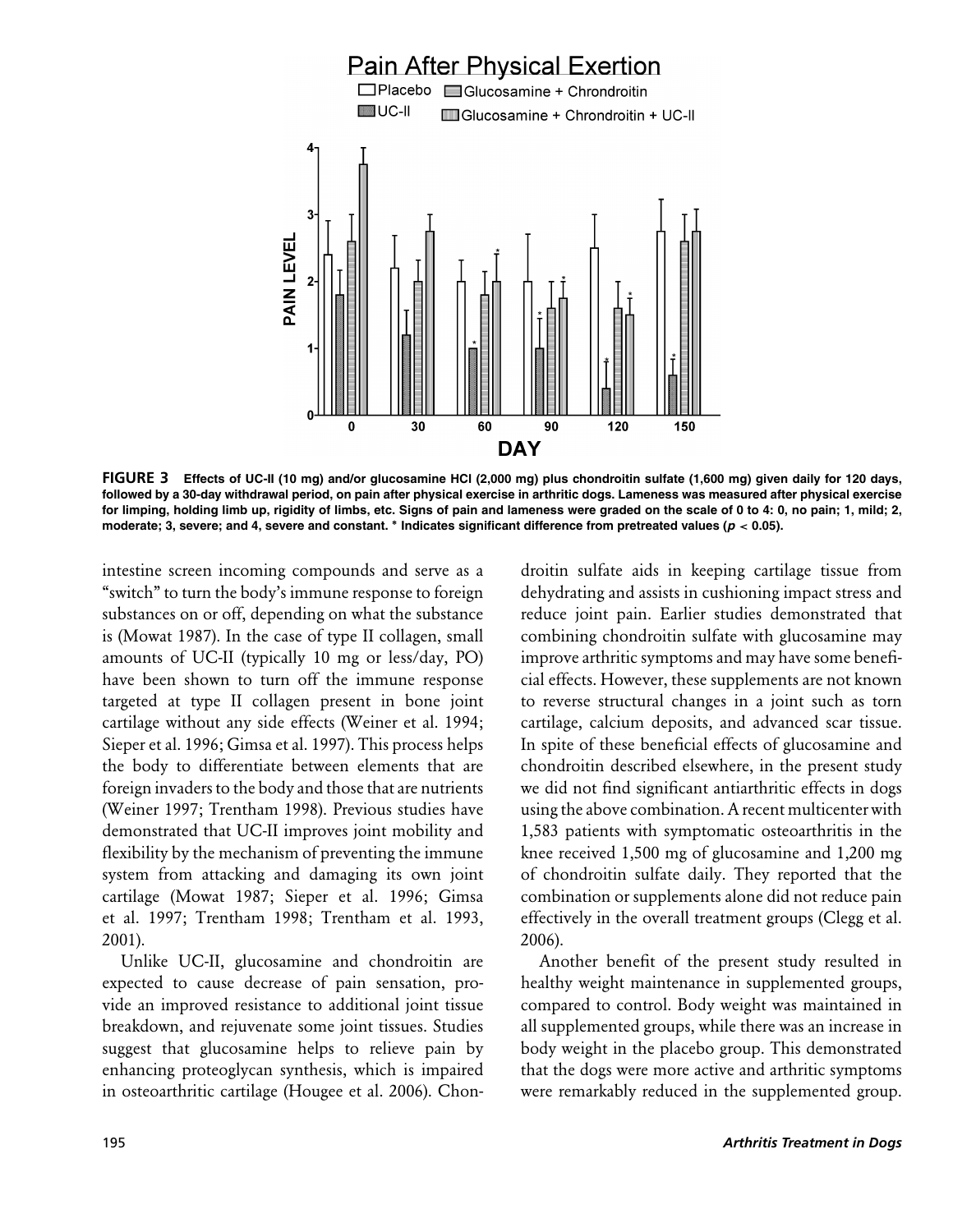FIGURE 3 Effects of UC-II (10 mg) and/or glucosamine HCl (2,000 mg) plus chondroitin sulfate (1,600 mg) given daily for 120 days, followed by a 30-day withdrawal period, on pain after physical exercise in arthritic dogs. Lameness was measured after physical exercise for limping, holding limb up, rigidity of limbs, etc. Signs of pain and lameness were graded on the scale of 0 to 4: 0, no pain; 1, mild; 2, moderate; 3, severe; and 4, severe and constant. * Indicates significant difference from pretreated values ($p < 0.05$).

intestine screen incoming compounds and serve as a "switch" to turn the body's immune response to foreign substances on or off, depending on what the substance is (Mowat 1987). In the case of type II collagen, small amounts of UC-II (typically 10 mg or less/day, PO) have been shown to turn off the immune response targeted at type II collagen present in bone joint cartilage without any side effects (Weiner et al. 1994; Sieper et al. 1996; Gimsa et al. 1997). This process helps the body to differentiate between elements that are foreign invaders to the body and those that are nutrients (Weiner 1997; Trentham 1998). Previous studies have demonstrated that UC-II improves joint mobility and flexibility by the mechanism of preventing the immune system from attacking and damaging its own joint cartilage (Mowat 1987; Sieper et al. 1996; Gimsa et al. 1997; Trentham 1998; Trentham et al. 1993, 2001).

Unlike UC-II, glucosamine and chondroitin are expected to cause decrease of pain sensation, provide an improved resistance to additional joint tissue breakdown, and rejuvenate some joint tissues. Studies suggest that glucosamine helps to relieve pain by enhancing proteoglycan synthesis, which is impaired in osteoarthritic cartilage (Hougee et al. 2006). Chondroitin sulfate aids in keeping cartilage tissue from dehydrating and assists in cushioning impact stress and reduce joint pain. Earlier studies demonstrated that combining chondroitin sulfate with glucosamine may improve arthritic symptoms and may have some beneficial effects. However, these supplements are not known to reverse structural changes in a joint such as torn cartilage, calcium deposits, and advanced scar tissue. In spite of these beneficial effects of glucosamine and chondroitin described elsewhere, in the present study we did not find significant antiarthritic effects in dogs using the above combination. A recent multicenter with 1,583 patients with symptomatic osteoarthritis in the knee received 1,500 mg of glucosamine and 1,200 mg of chondroitin sulfate daily. They reported that the combination or supplements alone did not reduce pain effectively in the overall treatment groups (Clegg et al. 2006).

Another benefit of the present study resulted in healthy weight maintenance in supplemented groups, compared to control. Body weight was maintained in all supplemented groups, while there was an increase in body weight in the placebo group. This demonstrated that the dogs were more active and arthritic symptoms were remarkably reduced in the supplemented group.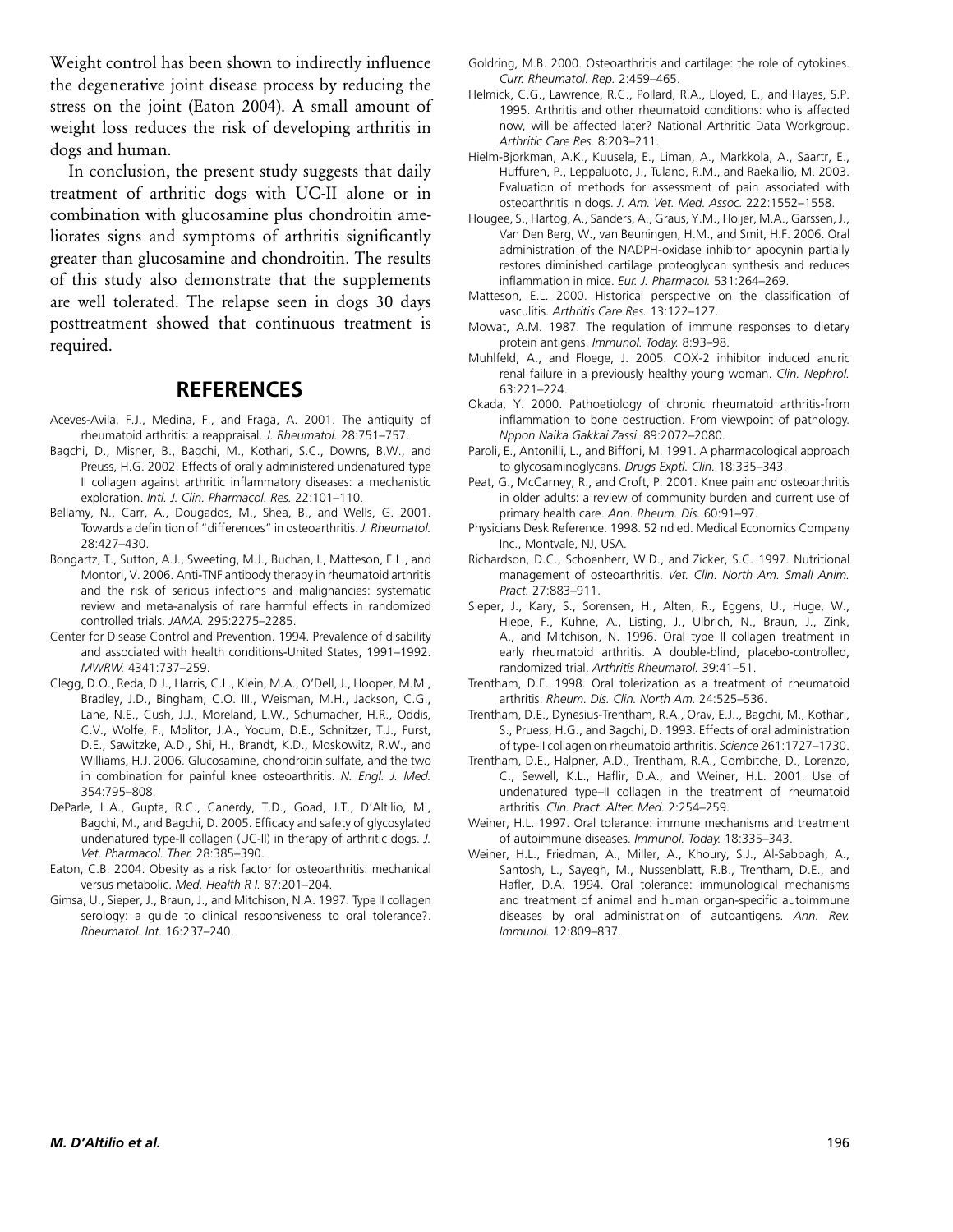Weight control has been shown to indirectly influence the degenerative joint disease process by reducing the stress on the joint (Eaton 2004). A small amount of weight loss reduces the risk of developing arthritis in dogs and human.

In conclusion, the present study suggests that daily treatment of arthritic dogs with UC-II alone or in combination with glucosamine plus chondroitin ameliorates signs and symptoms of arthritis significantly greater than glucosamine and chondroitin. The results of this study also demonstrate that the supplements are well tolerated. The relapse seen in dogs 30 days posttreatment showed that continuous treatment is required.

## REFERENCES

Aceves-Avila, F.J., Medina, F., and Fraga, A. 2001. The antiquity of rheumatoid arthritis: a reappraisal. *J. Rheumatol.* 28:751–757.

Bagchi, D., Misner, B., Bagchi, M., Kothari, S.C., Downs, B.W., and Preuss, H.G. 2002. Effects of orally administered undenatured type II collagen against arthritic inflammatory diseases: a mechanistic exploration. *Intl. J. Clin. Pharmacol. Res.* 22:101–110.

Bellamy, N., Carr, A., Dougados, M., Shea, B., and Wells, G. 2001. Towards a definition of "differences" in osteoarthritis. *J. Rheumatol.* 28:427–430.

Bongartz, T., Sutton, A.J., Sweeting, M.J., Buchan, I., Matteson, E.L., and Montori, V. 2006. Anti-TNF antibody therapy in rheumatoid arthritis and the risk of serious infections and malignancies: systematic review and meta-analysis of rare harmful effects in randomized controlled trials. *JAMA.* 295:2275–2285.

Center for Disease Control and Prevention. 1994. Prevalence of disability and associated with health conditions-United States, 1991–1992. *MWRW.* 4341:737–259.

Clegg, D.O., Reda, D.J., Harris, C.L., Klein, M.A., O'Dell, J., Hooper, M.M., Bradley, J.D., Bingham, C.O. III., Weisman, M.H., Jackson, C.G., Lane, N.E., Cush, J.J., Moreland, L.W., Schumacher, H.R., Oddis, C.V., Wolfe, F., Molitor, J.A., Yocum, D.E., Schnitzer, T.J., Furst, D.E., Sawitzke, A.D., Shi, H., Brandt, K.D., Moskowitz, R.W., and Williams, H.J. 2006. Glucosamine, chondroitin sulfate, and the two in combination for painful knee osteoarthritis. *N. Engl. J. Med.* 354:795–808.

DeParle, L.A., Gupta, R.C., Canerdy, T.D., Goad, J.T., D'Altilio, M., Bagchi, M., and Bagchi, D. 2005. Efficacy and safety of glycosylated undenatured type-II collagen (UC-II) in therapy of arthritic dogs. *J. Vet. Pharmacol. Ther.* 28:385–390.

Eaton, C.B. 2004. Obesity as a risk factor for osteoarthritis: mechanical versus metabolic. *Med. Health R I.* 87:201–204.

Gimsa, U., Sieper, J., Braun, J., and Mitchison, N.A. 1997. Type II collagen serology: a guide to clinical responsiveness to oral tolerance?. *Rheumatol. Int.* 16:237–240.

Goldring, M.B. 2000. Osteoarthritis and cartilage: the role of cytokines. *Curr. Rheumatol. Rep.* 2:459–465.

Helmick, C.G., Lawrence, R.C., Pollard, R.A., Lloyed, E., and Hayes, S.P. 1995. Arthritis and other rheumatoid conditions: who is affected now, will be affected later? National Arthritic Data Workgroup. *Arthritic Care Res.* 8:203–211.

Hielm-Bjorkman, A.K., Kuusela, E., Liman, A., Markkola, A., Saartr, E., Huffuren, P., Leppaluoto, J., Tulano, R.M., and Raekallio, M. 2003. Evaluation of methods for assessment of pain associated with osteoarthritis in dogs. *J. Am. Vet. Med. Assoc.* 222:1552–1558.

Hougee, S., Hartog, A., Sanders, A., Graus, Y.M., Hoijer, M.A., Garssen, J., Van Den Berg, W., van Beuningen, H.M., and Smit, H.F. 2006. Oral administration of the NADPH-oxidase inhibitor apocynin partially restores diminished cartilage proteoglycan synthesis and reduces inflammation in mice. *Eur. J. Pharmacol.* 531:264–269.

Matteson, E.L. 2000. Historical perspective on the classification of vasculitis. *Arthritis Care Res.* 13:122–127.

Mowat, A.M. 1987. The regulation of immune responses to dietary protein antigens. *Immunol. Today.* 8:93–98.

Muhlfeld, A., and Floege, J. 2005. COX-2 inhibitor induced anuric renal failure in a previously healthy young woman. *Clin. Nephrol.* 63:221–224.

Okada, Y. 2000. Pathoetiology of chronic rheumatoid arthritis-from inflammation to bone destruction. From viewpoint of pathology. *Nppon Naika Gakkai Zassi.* 89:2072–2080.

Paroli, E., Antonilli, L., and Biffoni, M. 1991. A pharmacological approach to glycosaminoglycans. *Drugs Exptl. Clin.* 18:335–343.

Peat, G., McCarney, R., and Croft, P. 2001. Knee pain and osteoarthritis in older adults: a review of community burden and current use of primary health care. *Ann. Rheum. Dis.* 60:91–97.

Physicians Desk Reference. 1998. 52 nd ed. Medical Economics Company Inc., Montvale, NJ, USA.

Richardson, D.C., Schoenherr, W.D., and Zicker, S.C. 1997. Nutritional management of osteoarthritis. *Vet. Clin. North Am. Small Anim. Pract.* 27:883–911.

Sieper, J., Kary, S., Sorensen, H., Alten, R., Eggens, U., Huge, W., Hiepe, F., Kuhne, A., Listing, J., Ulbrich, N., Braun, J., Zink, A., and Mitchison, N. 1996. Oral type II collagen treatment in early rheumatoid arthritis. A double-blind, placebo-controlled, randomized trial. *Arthritis Rheumatol.* 39:41–51.

Trentham, D.E. 1998. Oral tolerization as a treatment of rheumatoid arthritis. *Rheum. Dis. Clin. North Am.* 24:525–536.

Trentham, D.E., Dynesius-Trentham, R.A., Orav, E.J.., Bagchi, M., Kothari, S., Pruess, H.G., and Bagchi, D. 1993. Effects of oral administration of type-II collagen on rheumatoid arthritis. *Science* 261:1727–1730.

Trentham, D.E., Halpner, A.D., Trentham, R.A., Combitche, D., Lorenzo, C., Sewell, K.L., Haflir, D.A., and Weiner, H.L. 2001. Use of undenatured type–II collagen in the treatment of rheumatoid arthritis. *Clin. Pract. Alter. Med.* 2:254–259.

Weiner, H.L. 1997. Oral tolerance: immune mechanisms and treatment of autoimmune diseases. *Immunol. Today.* 18:335–343.

Weiner, H.L., Friedman, A., Miller, A., Khoury, S.J., Al-Sabbagh, A., Santosh, L., Sayegh, M., Nussenblatt, R.B., Trentham, D.E., and Hafler, D.A. 1994. Oral tolerance: immunological mechanisms and treatment of animal and human organ-specific autoimmune diseases by oral administration of autoantigens. *Ann. Rev. Immunol.* 12:809–837.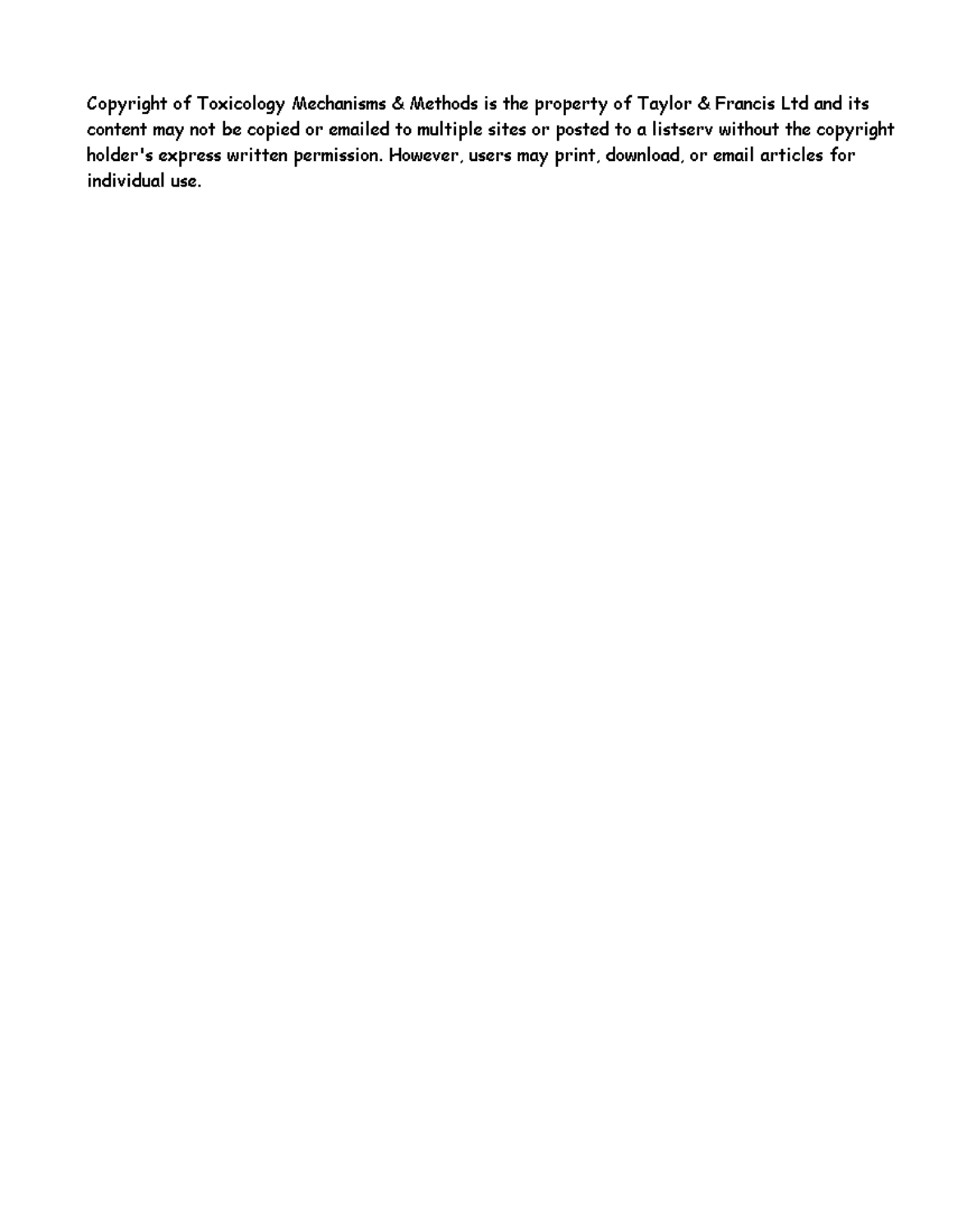Copyright of Toxicology Mechanisms & Methods is the property of Taylor & Francis Ltd and its content may not be copied or emailed to multiple sites or posted to a listserv without the copyright holder's express written permission. However, users may print, download, or email articles for individual use.